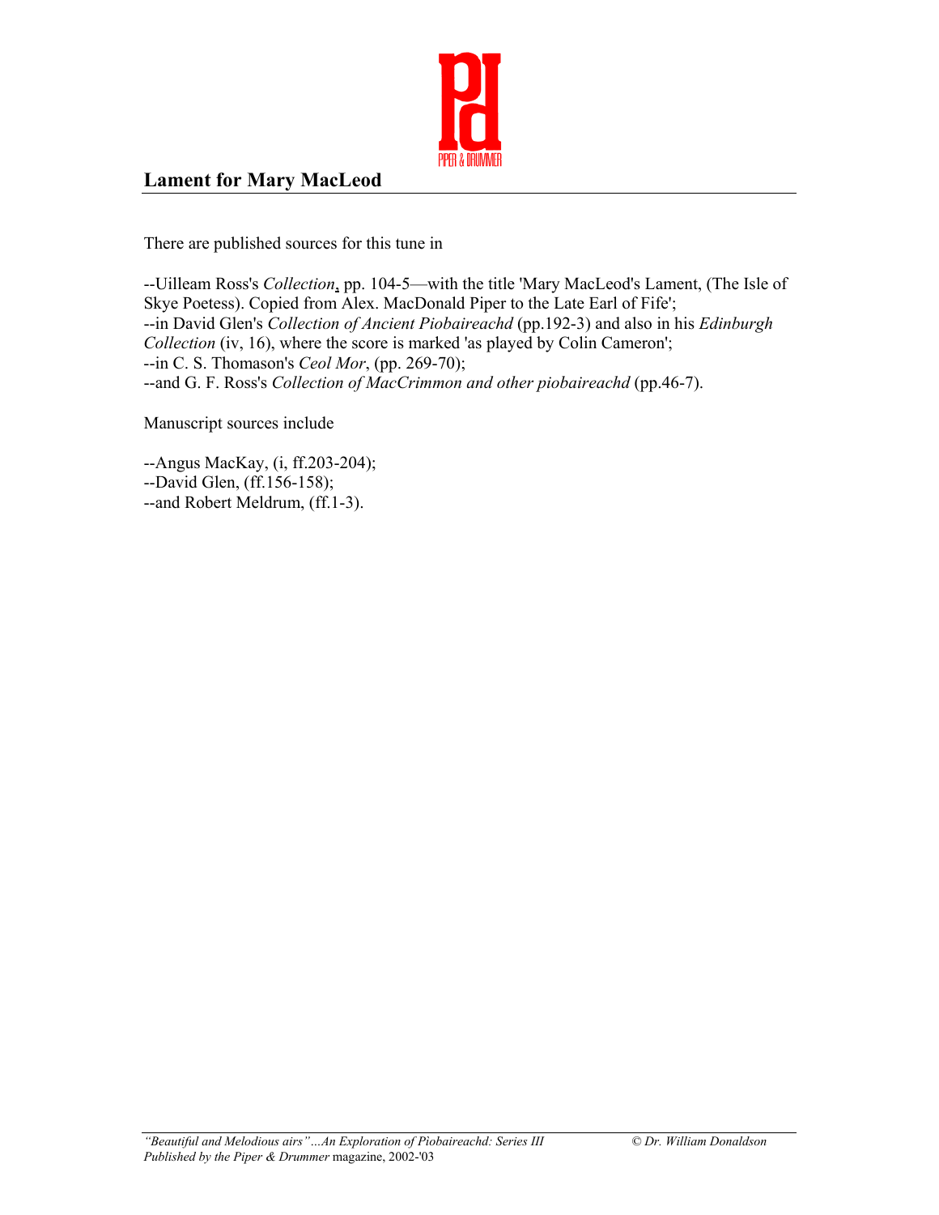## Lament for Mary MacLeod

There are published sources for this tune in

--Uilleam Ross's *Collection*, pp. 104-5—with the title 'Mary MacLeod's Lament, (The Isle of Skye Poetess). Copied from Alex. MacDonald Piper to the Late Earl of Fife';
--in David Glen's *Collection of Ancient Piobaireachd* (pp.192-3) and also in his *Edinburgh Collection* (iv, 16), where the score is marked 'as played by Colin Cameron';
--in C. S. Thomason's *Ceol Mor*, (pp. 269-70);
--and G. F. Ross's *Collection of MacCrimmon and other piobaireachd* (pp.46-7).

Manuscript sources include

--Angus MacKay, (i, ff.203-204);
--David Glen, (ff.156-158);
--and Robert Meldrum, (ff.1-3).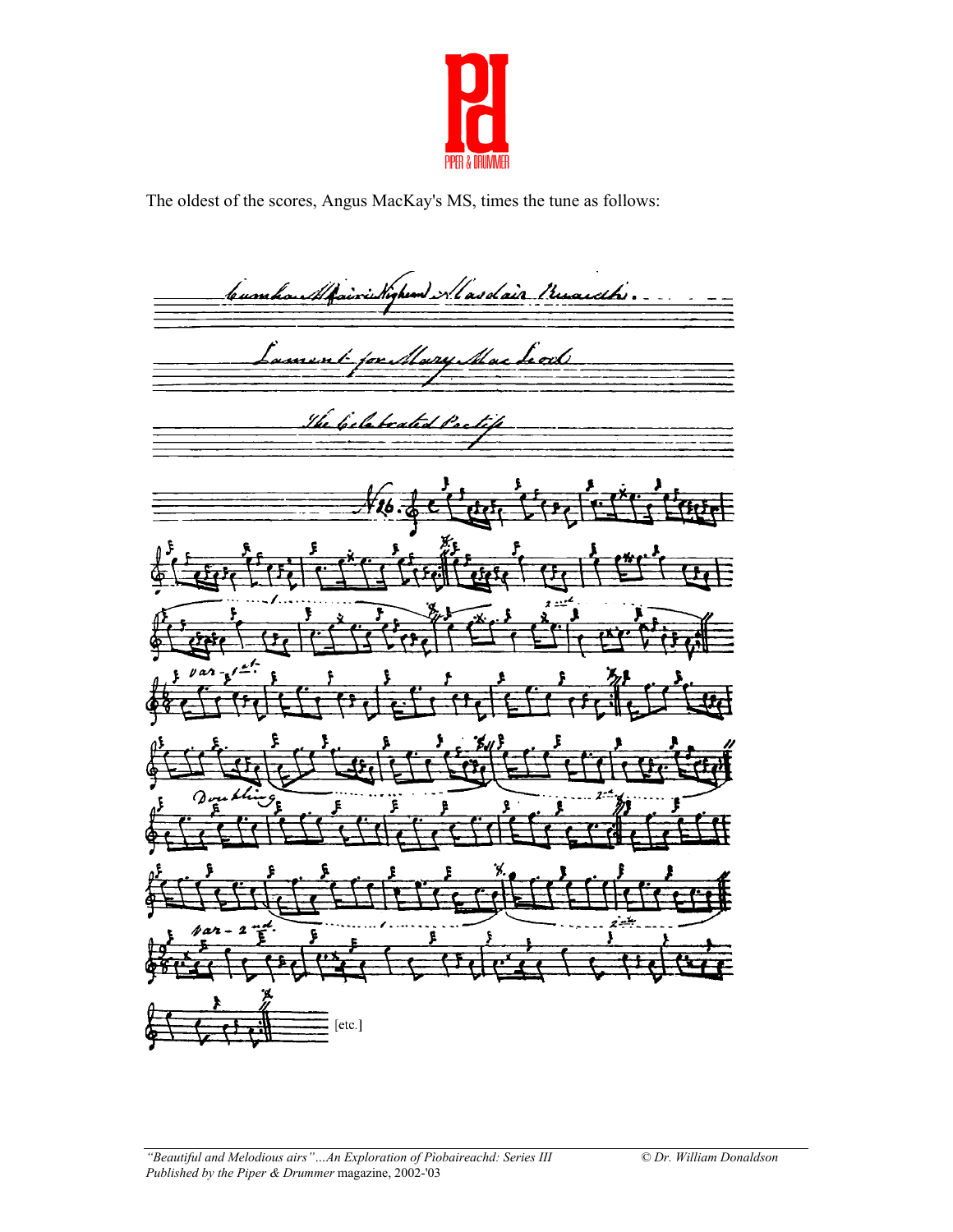The oldest of the scores, Angus MacKay's MS, times the tune as follows:

[etc.]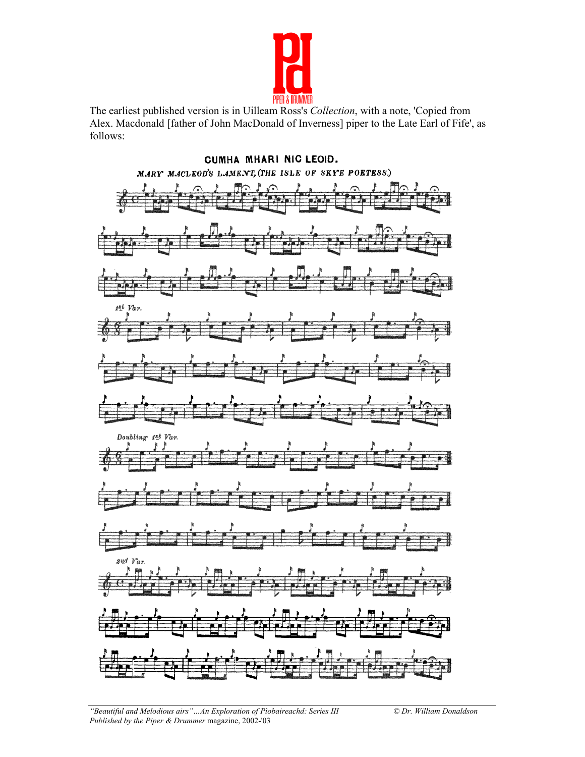The earliest published version is in Uilleam Ross's *Collection*, with a note, 'Copied from Alex. Macdonald [father of John MacDonald of Inverness] piper to the Late Earl of Fife', as follows:

**CUMHA MHARI NIC LEOID.**

*MARY MACLEOD'S LAMENT, (THE ISLE OF SKYE POETESS.)*

*1st Var.*

*Doubling 1st Var.*

*2nd Var.*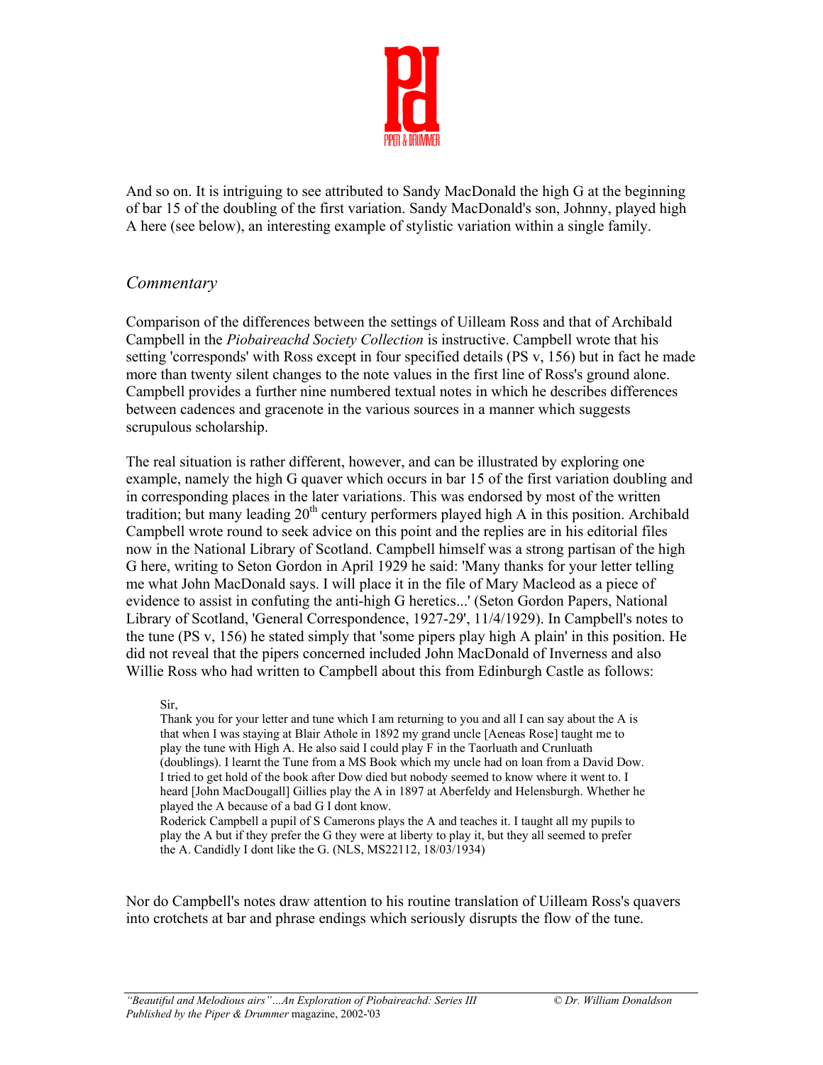And so on. It is intriguing to see attributed to Sandy MacDonald the high G at the beginning of bar 15 of the doubling of the first variation. Sandy MacDonald's son, Johnny, played high A here (see below), an interesting example of stylistic variation within a single family.

## *Commentary*

Comparison of the differences between the settings of Uilleam Ross and that of Archibald Campbell in the *Piobaireachd Society Collection* is instructive. Campbell wrote that his setting 'corresponds' with Ross except in four specified details (PS v, 156) but in fact he made more than twenty silent changes to the note values in the first line of Ross's ground alone. Campbell provides a further nine numbered textual notes in which he describes differences between cadences and gracenote in the various sources in a manner which suggests scrupulous scholarship.

The real situation is rather different, however, and can be illustrated by exploring one example, namely the high G quaver which occurs in bar 15 of the first variation doubling and in corresponding places in the later variations. This was endorsed by most of the written tradition; but many leading 20th century performers played high A in this position. Archibald Campbell wrote round to seek advice on this point and the replies are in his editorial files now in the National Library of Scotland. Campbell himself was a strong partisan of the high G here, writing to Seton Gordon in April 1929 he said: 'Many thanks for your letter telling me what John MacDonald says. I will place it in the file of Mary Macleod as a piece of evidence to assist in confuting the anti-high G heretics...' (Seton Gordon Papers, National Library of Scotland, 'General Correspondence, 1927-29', 11/4/1929). In Campbell's notes to the tune (PS v, 156) he stated simply that 'some pipers play high A plain' in this position. He did not reveal that the pipers concerned included John MacDonald of Inverness and also Willie Ross who had written to Campbell about this from Edinburgh Castle as follows:

> Sir,
> Thank you for your letter and tune which I am returning to you and all I can say about the A is that when I was staying at Blair Athole in 1892 my grand uncle [Aeneas Rose] taught me to play the tune with High A. He also said I could play F in the Taorluath and Crunluath (doublings). I learnt the Tune from a MS Book which my uncle had on loan from a David Dow. I tried to get hold of the book after Dow died but nobody seemed to know where it went to. I heard [John MacDougall] Gillies play the A in 1897 at Aberfeldy and Helensburgh. Whether he played the A because of a bad G I dont know.
> Roderick Campbell a pupil of S Camerons plays the A and teaches it. I taught all my pupils to play the A but if they prefer the G they were at liberty to play it, but they all seemed to prefer the A. Candidly I dont like the G. (NLS, MS22112, 18/03/1934)

Nor do Campbell's notes draw attention to his routine translation of Uilleam Ross's quavers into crotchets at bar and phrase endings which seriously disrupts the flow of the tune.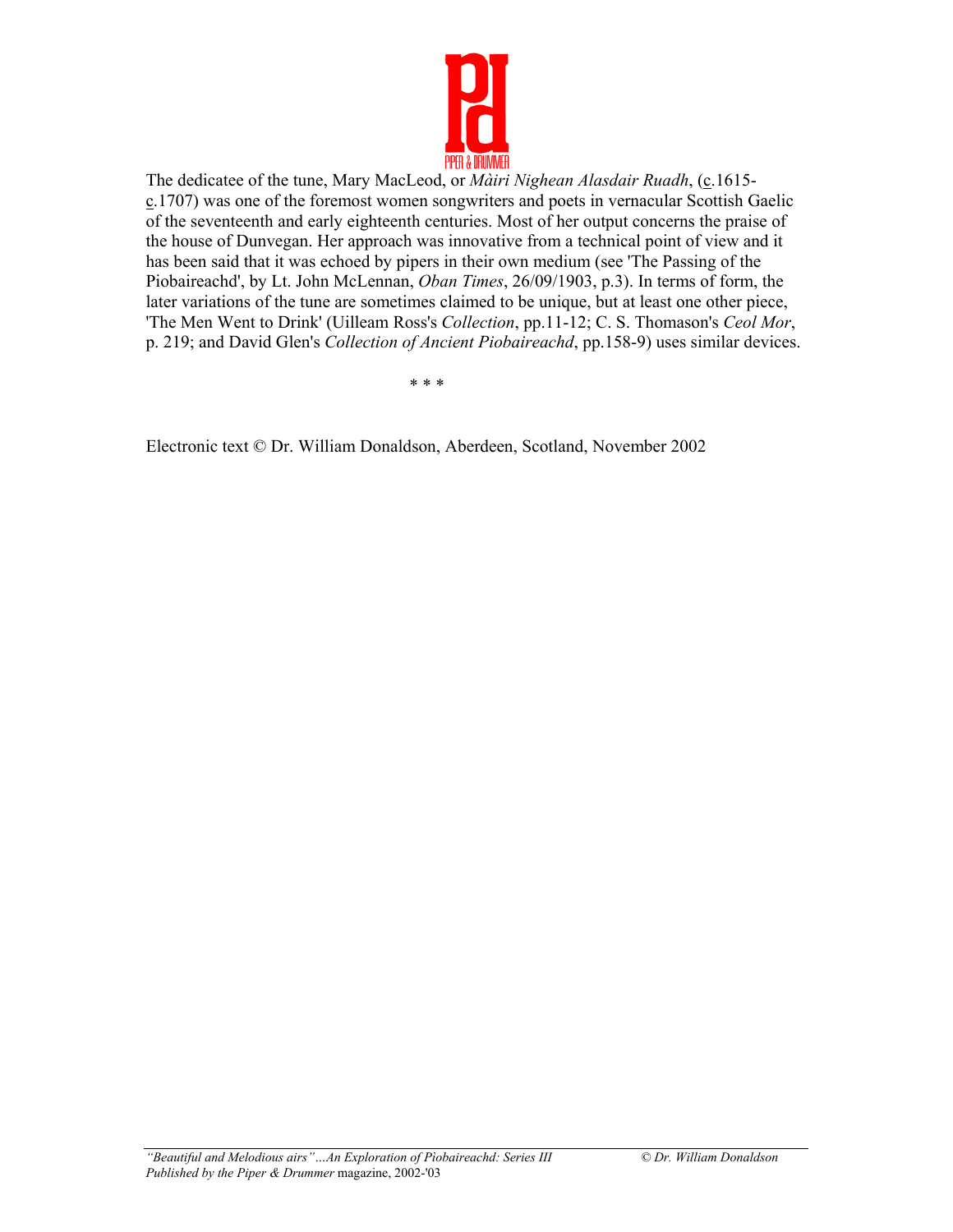The dedicatee of the tune, Mary MacLeod, or *Màiri Nighean Alasdair Ruadh*, (c.1615-c.1707) was one of the foremost women songwriters and poets in vernacular Scottish Gaelic of the seventeenth and early eighteenth centuries. Most of her output concerns the praise of the house of Dunvegan. Her approach was innovative from a technical point of view and it has been said that it was echoed by pipers in their own medium (see 'The Passing of the Piobaireachd', by Lt. John McLennan, *Oban Times*, 26/09/1903, p.3). In terms of form, the later variations of the tune are sometimes claimed to be unique, but at least one other piece, 'The Men Went to Drink' (Uilleam Ross's *Collection*, pp.11-12; C. S. Thomason's *Ceol Mor*, p. 219; and David Glen's *Collection of Ancient Piobaireachd*, pp.158-9) uses similar devices.

\* \* \*

Electronic text © Dr. William Donaldson, Aberdeen, Scotland, November 2002